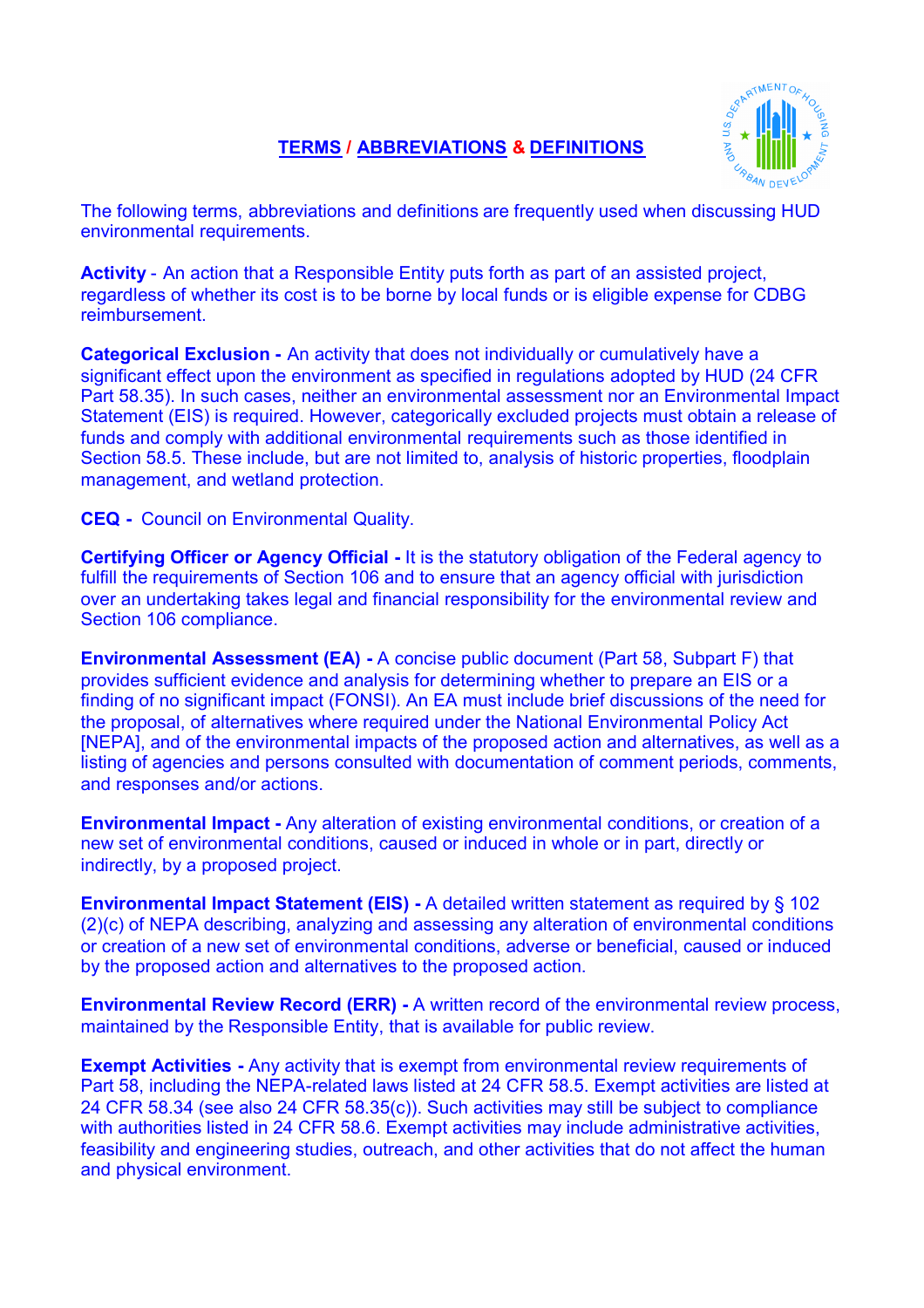# TERMS / ABBREVIATIONS & DEFINITIONS

The following terms, abbreviations and definitions are frequently used when discussing HUD environmental requirements.

**Activity** - An action that a Responsible Entity puts forth as part of an assisted project, regardless of whether its cost is to be borne by local funds or is eligible expense for CDBG reimbursement.

**Categorical Exclusion -** An activity that does not individually or cumulatively have a significant effect upon the environment as specified in regulations adopted by HUD (24 CFR Part 58.35). In such cases, neither an environmental assessment nor an Environmental Impact Statement (EIS) is required. However, categorically excluded projects must obtain a release of funds and comply with additional environmental requirements such as those identified in Section 58.5. These include, but are not limited to, analysis of historic properties, floodplain management, and wetland protection.

**CEQ -** Council on Environmental Quality.

**Certifying Officer or Agency Official -** It is the statutory obligation of the Federal agency to fulfill the requirements of Section 106 and to ensure that an agency official with jurisdiction over an undertaking takes legal and financial responsibility for the environmental review and Section 106 compliance.

**Environmental Assessment (EA) -** A concise public document (Part 58, Subpart F) that provides sufficient evidence and analysis for determining whether to prepare an EIS or a finding of no significant impact (FONSI). An EA must include brief discussions of the need for the proposal, of alternatives where required under the National Environmental Policy Act [NEPA], and of the environmental impacts of the proposed action and alternatives, as well as a listing of agencies and persons consulted with documentation of comment periods, comments, and responses and/or actions.

**Environmental Impact -** Any alteration of existing environmental conditions, or creation of a new set of environmental conditions, caused or induced in whole or in part, directly or indirectly, by a proposed project.

**Environmental Impact Statement (EIS) -** A detailed written statement as required by § 102 (2)(c) of NEPA describing, analyzing and assessing any alteration of environmental conditions or creation of a new set of environmental conditions, adverse or beneficial, caused or induced by the proposed action and alternatives to the proposed action.

**Environmental Review Record (ERR) -** A written record of the environmental review process, maintained by the Responsible Entity, that is available for public review.

**Exempt Activities -** Any activity that is exempt from environmental review requirements of Part 58, including the NEPA-related laws listed at 24 CFR 58.5. Exempt activities are listed at 24 CFR 58.34 (see also 24 CFR 58.35(c)). Such activities may still be subject to compliance with authorities listed in 24 CFR 58.6. Exempt activities may include administrative activities, feasibility and engineering studies, outreach, and other activities that do not affect the human and physical environment.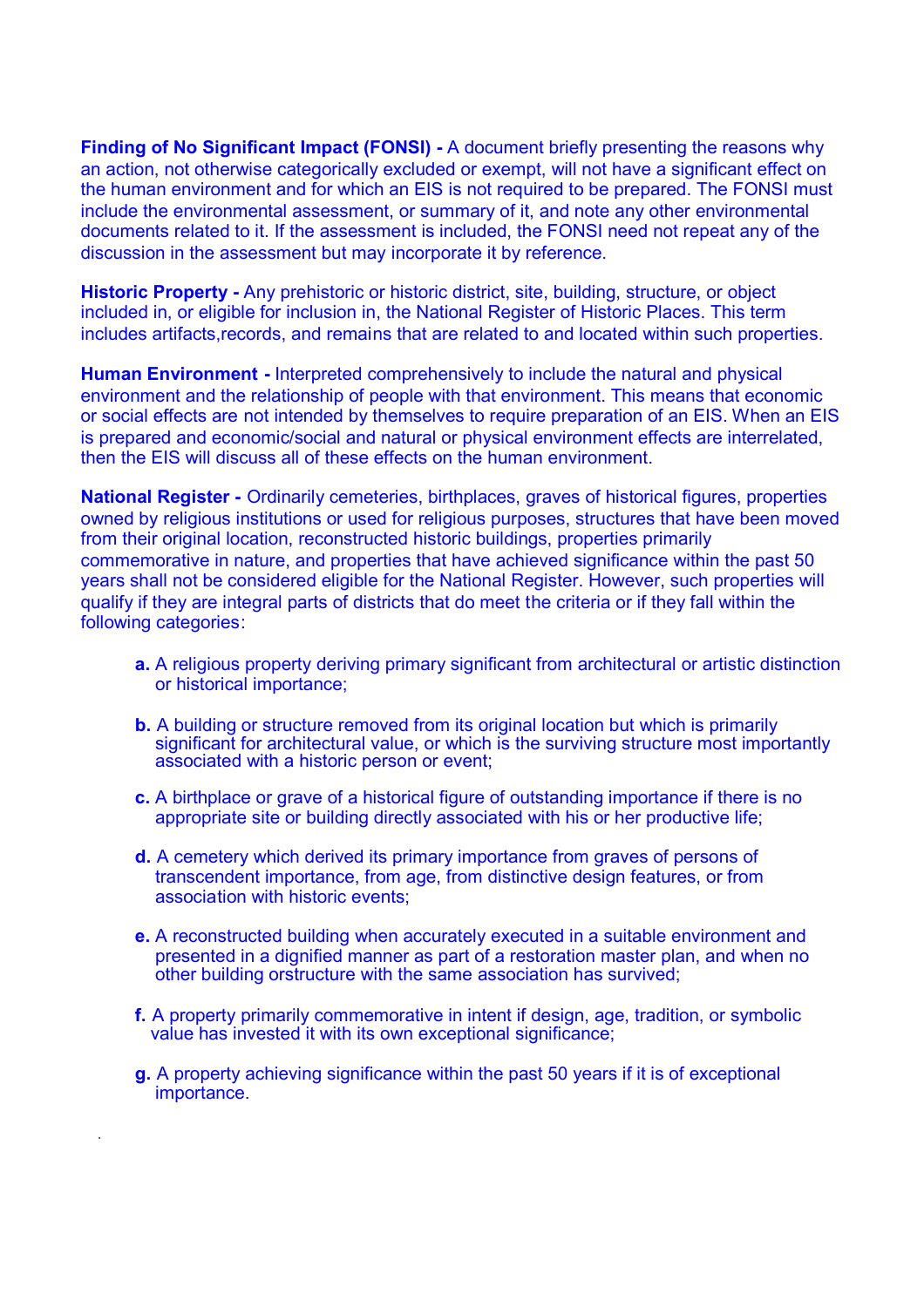**Finding of No Significant Impact (FONSI) -** A document briefly presenting the reasons why an action, not otherwise categorically excluded or exempt, will not have a significant effect on the human environment and for which an EIS is not required to be prepared. The FONSI must include the environmental assessment, or summary of it, and note any other environmental documents related to it. If the assessment is included, the FONSI need not repeat any of the discussion in the assessment but may incorporate it by reference.

**Historic Property -** Any prehistoric or historic district, site, building, structure, or object included in, or eligible for inclusion in, the National Register of Historic Places. This term includes artifacts,records, and remains that are related to and located within such properties.

**Human Environment -** Interpreted comprehensively to include the natural and physical environment and the relationship of people with that environment. This means that economic or social effects are not intended by themselves to require preparation of an EIS. When an EIS is prepared and economic/social and natural or physical environment effects are interrelated, then the EIS will discuss all of these effects on the human environment.

**National Register -** Ordinarily cemeteries, birthplaces, graves of historical figures, properties owned by religious institutions or used for religious purposes, structures that have been moved from their original location, reconstructed historic buildings, properties primarily commemorative in nature, and properties that have achieved significance within the past 50 years shall not be considered eligible for the National Register. However, such properties will qualify if they are integral parts of districts that do meet the criteria or if they fall within the following categories:

- **a.** A religious property deriving primary significant from architectural or artistic distinction or historical importance;
- **b.** A building or structure removed from its original location but which is primarily significant for architectural value, or which is the surviving structure most importantly associated with a historic person or event;
- **c.** A birthplace or grave of a historical figure of outstanding importance if there is no appropriate site or building directly associated with his or her productive life;
- **d.** A cemetery which derived its primary importance from graves of persons of transcendent importance, from age, from distinctive design features, or from association with historic events;
- **e.** A reconstructed building when accurately executed in a suitable environment and presented in a dignified manner as part of a restoration master plan, and when no other building orstructure with the same association has survived;
- **f.** A property primarily commemorative in intent if design, age, tradition, or symbolic value has invested it with its own exceptional significance;
- **g.** A property achieving significance within the past 50 years if it is of exceptional importance.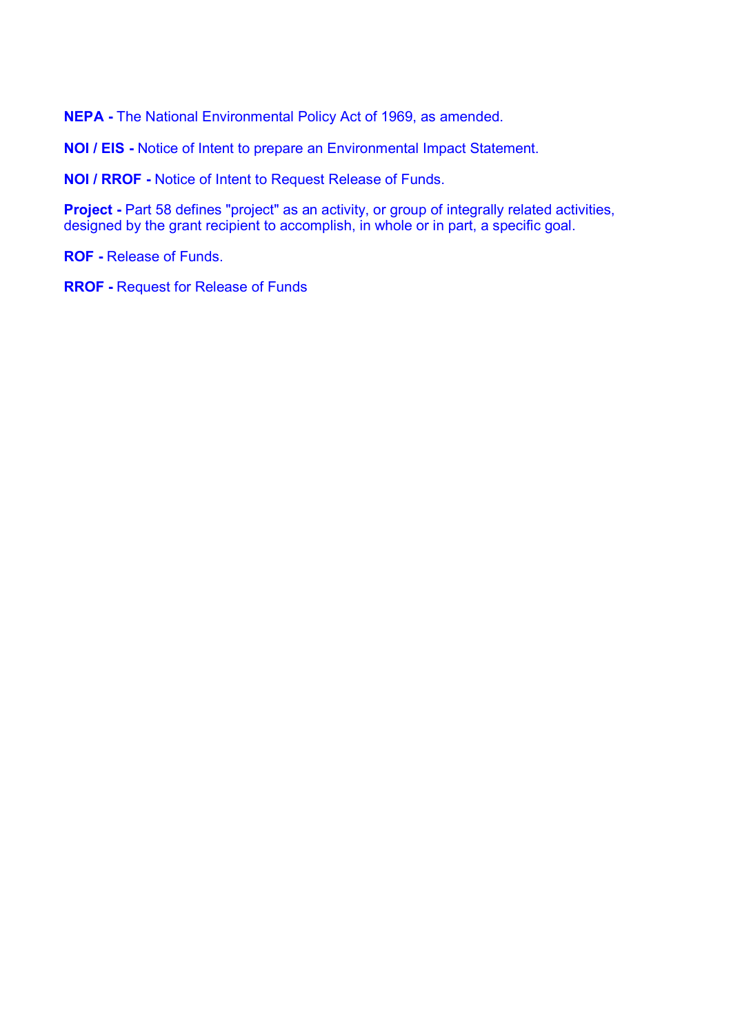**NEPA -** The National Environmental Policy Act of 1969, as amended.

**NOI / EIS -** Notice of Intent to prepare an Environmental Impact Statement.

**NOI / RROF -** Notice of Intent to Request Release of Funds.

**Project -** Part 58 defines "project" as an activity, or group of integrally related activities, designed by the grant recipient to accomplish, in whole or in part, a specific goal.

**ROF -** Release of Funds.

**RROF -** Request for Release of Funds